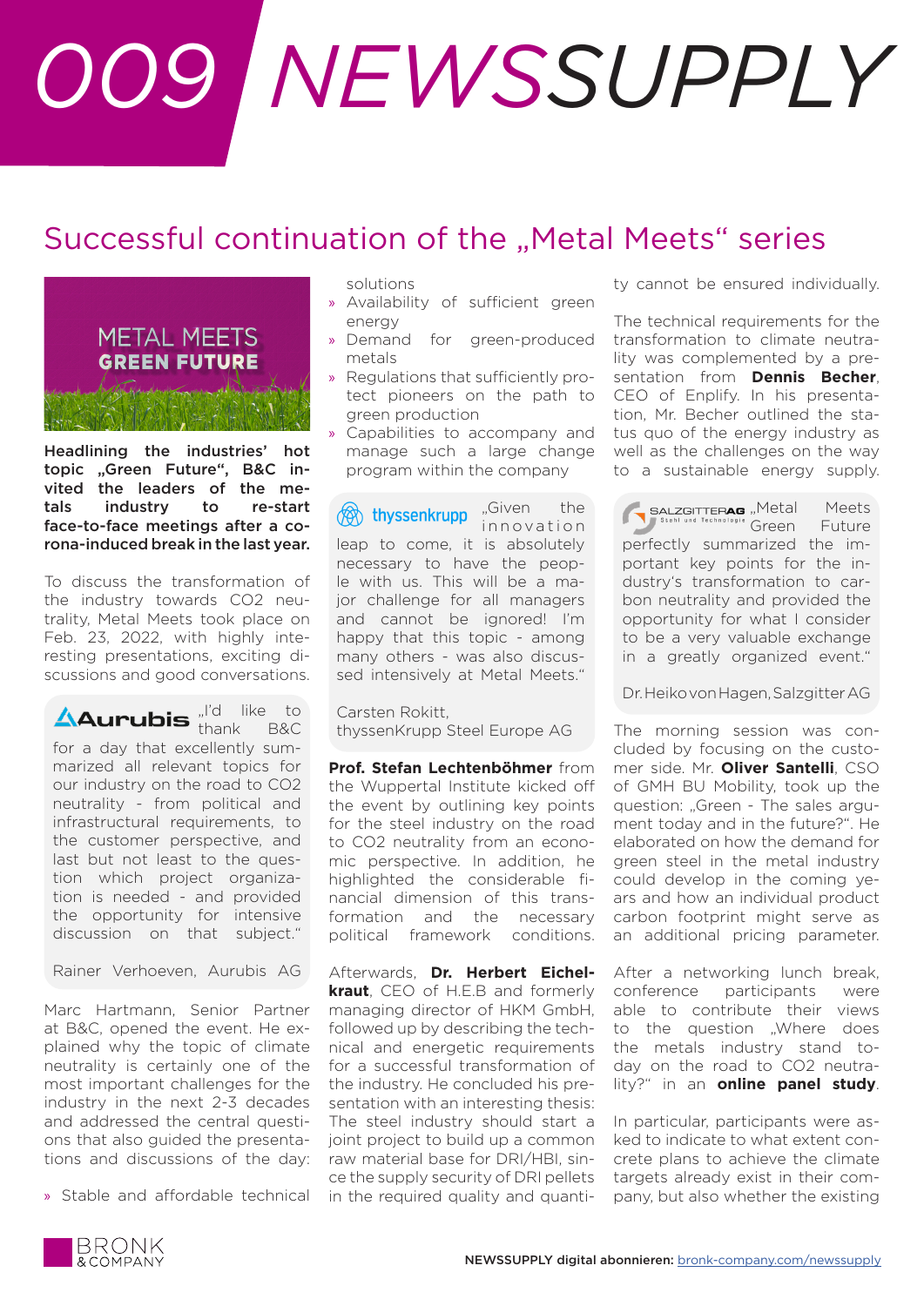# 009 NEWSSUPPLY

## Successful continuation of the „Metal Meets“ series

METAL MEETS
GREEN FUTURE

**Headlining the industries' hot topic „Green Future“, B&C invited the leaders of the metals industry to re-start face-to-face meetings after a corona-induced break in the last year.**

To discuss the transformation of the industry towards CO2 neutrality, Metal Meets took place on Feb. 23, 2022, with highly interesting presentations, exciting discussions and good conversations.

> Aurubis „I'd like to thank B&C for a day that excellently summarized all relevant topics for our industry on the road to CO2 neutrality - from political and infrastructural requirements, to the customer perspective, and last but not least to the question which project organization is needed - and provided the opportunity for intensive discussion on that subject.“
>
> Rainer Verhoeven, Aurubis AG

Marc Hartmann, Senior Partner at B&C, opened the event. He explained why the topic of climate neutrality is certainly one of the most important challenges for the industry in the next 2-3 decades and addressed the central questions that also guided the presentations and discussions of the day:

- Stable and affordable technical solutions
- Availability of sufficient green energy
- Demand for green-produced metals
- Regulations that sufficiently protect pioneers on the path to green production
- Capabilities to accompany and manage such a large change program within the company

> thyssenkrupp „Given the innovation leap to come, it is absolutely necessary to have the people with us. This will be a major challenge for all managers and cannot be ignored! I'm happy that this topic - among many others - was also discussed intensively at Metal Meets.“
>
> Carsten Rokitt,
> thyssenKrupp Steel Europe AG

**Prof. Stefan Lechtenböhmer** from the Wuppertal Institute kicked off the event by outlining key points for the steel industry on the road to CO2 neutrality from an economic perspective. In addition, he highlighted the considerable financial dimension of this transformation and the necessary political framework conditions.

Afterwards, **Dr. Herbert Eichelkraut**, CEO of H.E.B and formerly managing director of HKM GmbH, followed up by describing the technical and energetic requirements for a successful transformation of the industry. He concluded his presentation with an interesting thesis: The steel industry should start a joint project to build up a common raw material base for DRI/HBI, since the supply security of DRI pellets in the required quality and quantity cannot be ensured individually.

The technical requirements for the transformation to climate neutrality was complemented by a presentation from **Dennis Becher**, CEO of Enplify. In his presentation, Mr. Becher outlined the status quo of the energy industry as well as the challenges on the way to a sustainable energy supply.

> SALZGITTER AG „Metal Meets Green Future perfectly summarized the important key points for the industry's transformation to carbon neutrality and provided the opportunity for what I consider to be a very valuable exchange in a greatly organized event.“
>
> Dr. Heiko von Hagen, Salzgitter AG

The morning session was concluded by focusing on the customer side. Mr. **Oliver Santelli**, CSO of GMH BU Mobility, took up the question: „Green - The sales argument today and in the future?“. He elaborated on how the demand for green steel in the metal industry could develop in the coming years and how an individual product carbon footprint might serve as an additional pricing parameter.

After a networking lunch break, conference participants were able to contribute their views to the question „Where does the metals industry stand today on the road to CO2 neutrality?“ in an **online panel study**.

In particular, participants were asked to indicate to what extent concrete plans to achieve the climate targets already exist in their company, but also whether the existing

BRONK & COMPANY

NEWSSUPPLY digital abonnieren: bronk-company.com/newssupply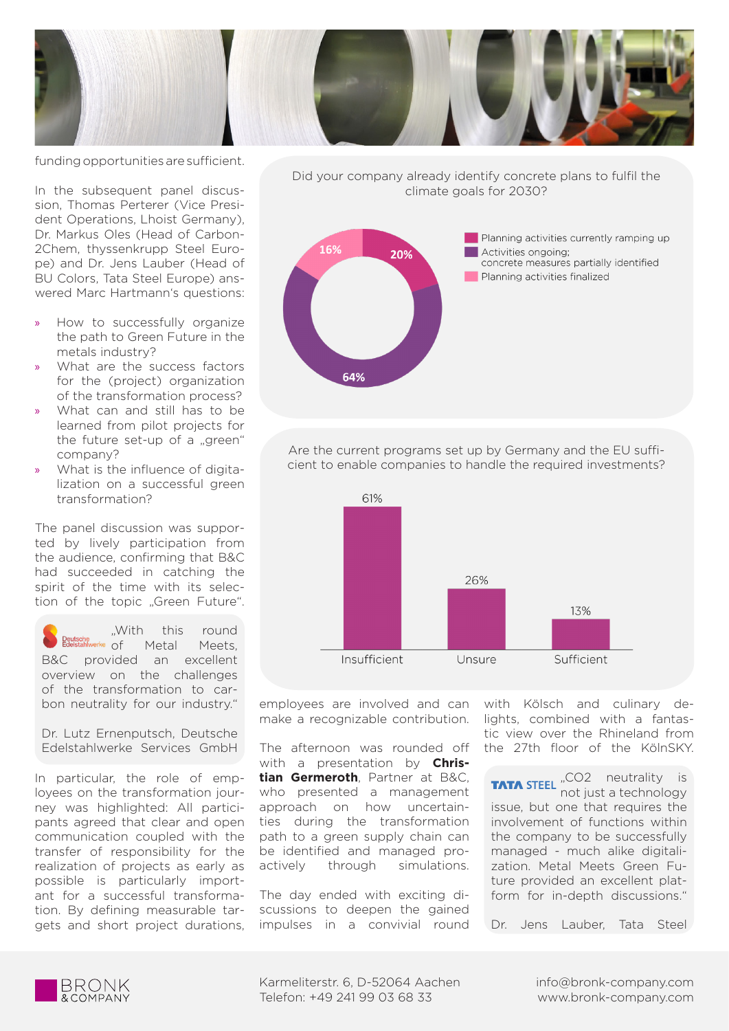funding opportunities are sufficient.

In the subsequent panel discussion, Thomas Perterer (Vice President Operations, Lhoist Germany), Dr. Markus Oles (Head of Carbon2Chem, thyssenkrupp Steel Europe) and Dr. Jens Lauber (Head of BU Colors, Tata Steel Europe) answered Marc Hartmann's questions:

- How to successfully organize the path to Green Future in the metals industry?
- What are the success factors for the (project) organization of the transformation process?
- What can and still has to be learned from pilot projects for the future set-up of a „green" company?
- What is the influence of digitalization on a successful green transformation?

The panel discussion was supported by lively participation from the audience, confirming that B&C had succeeded in catching the spirit of the time with its selection of the topic „Green Future".

> „With this round of Metal Meets, B&C provided an excellent overview on the challenges of the transformation to carbon neutrality for our industry."
>
> Dr. Lutz Ernenputsch, Deutsche Edelstahlwerke Services GmbH

In particular, the role of employees on the transformation journey was highlighted: All participants agreed that clear and open communication coupled with the transfer of responsibility for the realization of projects as early as possible is particularly important for a successful transformation. By defining measurable targets and short project durations, employees are involved and can make a recognizable contribution.

The afternoon was rounded off with a presentation by **Christian Germeroth**, Partner at B&C, who presented a management approach on how uncertainties during the transformation path to a green supply chain can be identified and managed proactively through simulations.

The day ended with exciting discussions to deepen the gained impulses in a convivial round with Kölsch and culinary delights, combined with a fantastic view over the Rhineland from the 27th floor of the KölnSKY.

> „CO2 neutrality is not just a technology issue, but one that requires the involvement of functions within the company to be successfully managed - much alike digitalization. Metal Meets Green Future provided an excellent platform for in-depth discussions."
>
> Dr. Jens Lauber, Tata Steel

Did your company already identify concrete plans to fulfil the climate goals for 2030?

Planning activities currently ramping up
Activities ongoing; concrete measures partially identified
Planning activities finalized

20%
64%
16%

Are the current programs set up by Germany and the EU sufficient to enable companies to handle the required investments?

61%
Insufficient
26%
Unsure
13%
Sufficient

BRONK & COMPANY

Karmeliterstr. 6, D-52064 Aachen
Telefon: +49 241 99 03 68 33

info@bronk-company.com
www.bronk-company.com